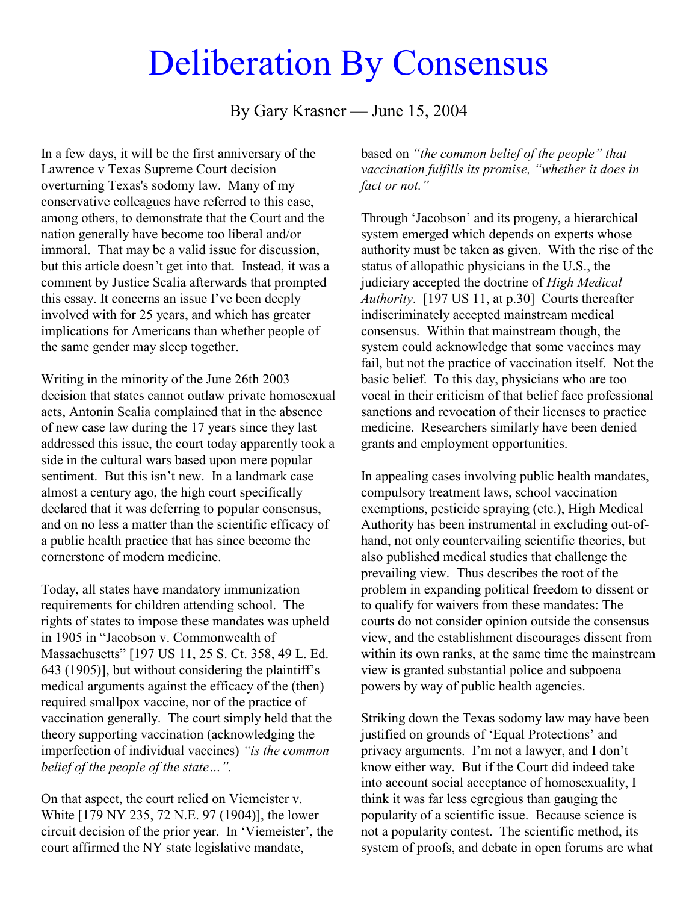# Deliberation By Consensus

By Gary Krasner — June 15, 2004

In a few days, it will be the first anniversary of the Lawrence v Texas Supreme Court decision overturning Texas's sodomy law. Many of my conservative colleagues have referred to this case, among others, to demonstrate that the Court and the nation generally have become too liberal and/or immoral. That may be a valid issue for discussion, but this article doesn't get into that. Instead, it was a comment by Justice Scalia afterwards that prompted this essay. It concerns an issue I've been deeply involved with for 25 years, and which has greater implications for Americans than whether people of the same gender may sleep together.

Writing in the minority of the June 26th 2003 decision that states cannot outlaw private homosexual acts, Antonin Scalia complained that in the absence of new case law during the 17 years since they last addressed this issue, the court today apparently took a side in the cultural wars based upon mere popular sentiment. But this isn't new. In a landmark case almost a century ago, the high court specifically declared that it was deferring to popular consensus, and on no less a matter than the scientific efficacy of a public health practice that has since become the cornerstone of modern medicine.

Today, all states have mandatory immunization requirements for children attending school. The rights of states to impose these mandates was upheld in 1905 in "Jacobson v. Commonwealth of Massachusetts" [197 US 11, 25 S. Ct. 358, 49 L. Ed. 643 (1905)], but without considering the plaintiff's medical arguments against the efficacy of the (then) required smallpox vaccine, nor of the practice of vaccination generally. The court simply held that the theory supporting vaccination (acknowledging the imperfection of individual vaccines) *"is the common belief of the people of the state…".*

On that aspect, the court relied on Viemeister v. White [179 NY 235, 72 N.E. 97 (1904)], the lower circuit decision of the prior year. In 'Viemeister', the court affirmed the NY state legislative mandate, based on *"the common belief of the people" that vaccination fulfills its promise, "whether it does in fact or not."*

Through 'Jacobson' and its progeny, a hierarchical system emerged which depends on experts whose authority must be taken as given. With the rise of the status of allopathic physicians in the U.S., the judiciary accepted the doctrine of *High Medical Authority*. [197 US 11, at p.30] Courts thereafter indiscriminately accepted mainstream medical consensus. Within that mainstream though, the system could acknowledge that some vaccines may fail, but not the practice of vaccination itself. Not the basic belief. To this day, physicians who are too vocal in their criticism of that belief face professional sanctions and revocation of their licenses to practice medicine. Researchers similarly have been denied grants and employment opportunities.

In appealing cases involving public health mandates, compulsory treatment laws, school vaccination exemptions, pesticide spraying (etc.), High Medical Authority has been instrumental in excluding out-of-hand, not only countervailing scientific theories, but also published medical studies that challenge the prevailing view. Thus describes the root of the problem in expanding political freedom to dissent or to qualify for waivers from these mandates: The courts do not consider opinion outside the consensus view, and the establishment discourages dissent from within its own ranks, at the same time the mainstream view is granted substantial police and subpoena powers by way of public health agencies.

Striking down the Texas sodomy law may have been justified on grounds of 'Equal Protections' and privacy arguments. I'm not a lawyer, and I don't know either way. But if the Court did indeed take into account social acceptance of homosexuality, I think it was far less egregious than gauging the popularity of a scientific issue. Because science is not a popularity contest. The scientific method, its system of proofs, and debate in open forums are what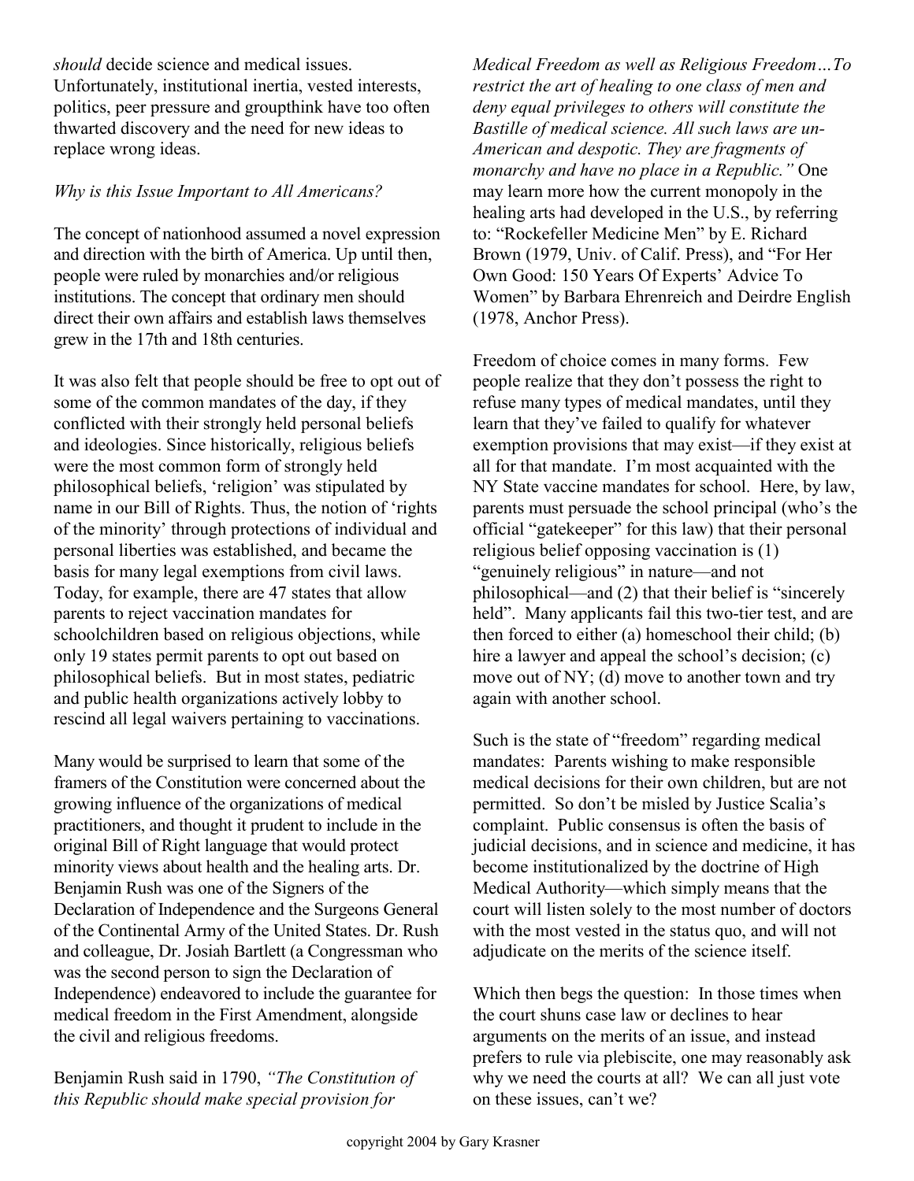*should* decide science and medical issues. Unfortunately, institutional inertia, vested interests, politics, peer pressure and groupthink have too often thwarted discovery and the need for new ideas to replace wrong ideas.

*Why is this Issue Important to All Americans?*

The concept of nationhood assumed a novel expression and direction with the birth of America. Up until then, people were ruled by monarchies and/or religious institutions. The concept that ordinary men should direct their own affairs and establish laws themselves grew in the 17th and 18th centuries.

It was also felt that people should be free to opt out of some of the common mandates of the day, if they conflicted with their strongly held personal beliefs and ideologies. Since historically, religious beliefs were the most common form of strongly held philosophical beliefs, 'religion' was stipulated by name in our Bill of Rights. Thus, the notion of 'rights of the minority' through protections of individual and personal liberties was established, and became the basis for many legal exemptions from civil laws. Today, for example, there are 47 states that allow parents to reject vaccination mandates for schoolchildren based on religious objections, while only 19 states permit parents to opt out based on philosophical beliefs. But in most states, pediatric and public health organizations actively lobby to rescind all legal waivers pertaining to vaccinations.

Many would be surprised to learn that some of the framers of the Constitution were concerned about the growing influence of the organizations of medical practitioners, and thought it prudent to include in the original Bill of Right language that would protect minority views about health and the healing arts. Dr. Benjamin Rush was one of the Signers of the Declaration of Independence and the Surgeons General of the Continental Army of the United States. Dr. Rush and colleague, Dr. Josiah Bartlett (a Congressman who was the second person to sign the Declaration of Independence) endeavored to include the guarantee for medical freedom in the First Amendment, alongside the civil and religious freedoms.

Benjamin Rush said in 1790, *"The Constitution of this Republic should make special provision for Medical Freedom as well as Religious Freedom…To restrict the art of healing to one class of men and deny equal privileges to others will constitute the Bastille of medical science. All such laws are un-American and despotic. They are fragments of monarchy and have no place in a Republic."* One may learn more how the current monopoly in the healing arts had developed in the U.S., by referring to: "Rockefeller Medicine Men" by E. Richard Brown (1979, Univ. of Calif. Press), and "For Her Own Good: 150 Years Of Experts' Advice To Women" by Barbara Ehrenreich and Deirdre English (1978, Anchor Press).

Freedom of choice comes in many forms. Few people realize that they don't possess the right to refuse many types of medical mandates, until they learn that they've failed to qualify for whatever exemption provisions that may exist—if they exist at all for that mandate. I'm most acquainted with the NY State vaccine mandates for school. Here, by law, parents must persuade the school principal (who's the official "gatekeeper" for this law) that their personal religious belief opposing vaccination is (1) "genuinely religious" in nature—and not philosophical—and (2) that their belief is "sincerely held". Many applicants fail this two-tier test, and are then forced to either (a) homeschool their child; (b) hire a lawyer and appeal the school's decision; (c) move out of NY; (d) move to another town and try again with another school.

Such is the state of "freedom" regarding medical mandates: Parents wishing to make responsible medical decisions for their own children, but are not permitted. So don't be misled by Justice Scalia's complaint. Public consensus is often the basis of judicial decisions, and in science and medicine, it has become institutionalized by the doctrine of High Medical Authority—which simply means that the court will listen solely to the most number of doctors with the most vested in the status quo, and will not adjudicate on the merits of the science itself.

Which then begs the question: In those times when the court shuns case law or declines to hear arguments on the merits of an issue, and instead prefers to rule via plebiscite, one may reasonably ask why we need the courts at all? We can all just vote on these issues, can't we?

copyright 2004 by Gary Krasner